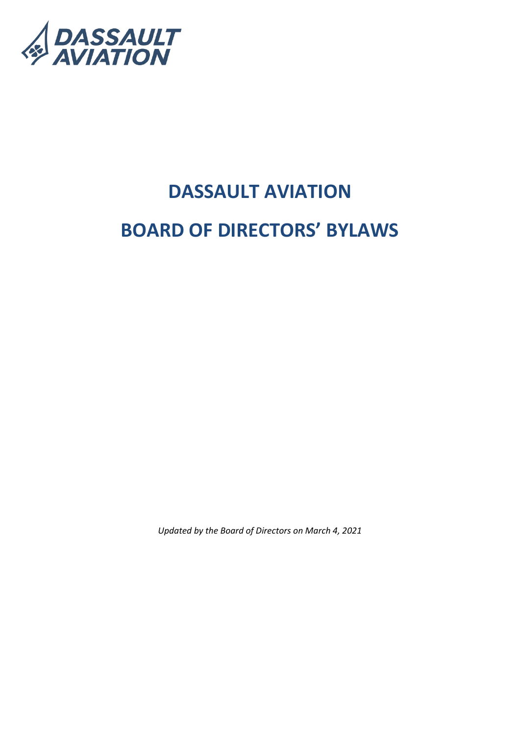# DASSAULT AVIATION

# BOARD OF DIRECTORS' BYLAWS

*Updated by the Board of Directors on March 4, 2021*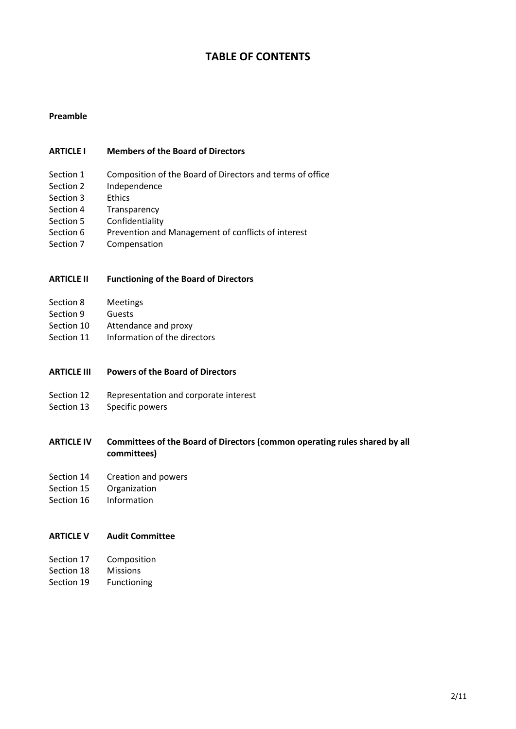# TABLE OF CONTENTS

**Preamble**

**ARTICLE I Members of the Board of Directors**

Section 1 Composition of the Board of Directors and terms of office
Section 2 Independence
Section 3 Ethics
Section 4 Transparency
Section 5 Confidentiality
Section 6 Prevention and Management of conflicts of interest
Section 7 Compensation

**ARTICLE II Functioning of the Board of Directors**

Section 8 Meetings
Section 9 Guests
Section 10 Attendance and proxy
Section 11 Information of the directors

**ARTICLE III Powers of the Board of Directors**

Section 12 Representation and corporate interest
Section 13 Specific powers

**ARTICLE IV Committees of the Board of Directors (common operating rules shared by all committees)**

Section 14 Creation and powers
Section 15 Organization
Section 16 Information

**ARTICLE V Audit Committee**

Section 17 Composition
Section 18 Missions
Section 19 Functioning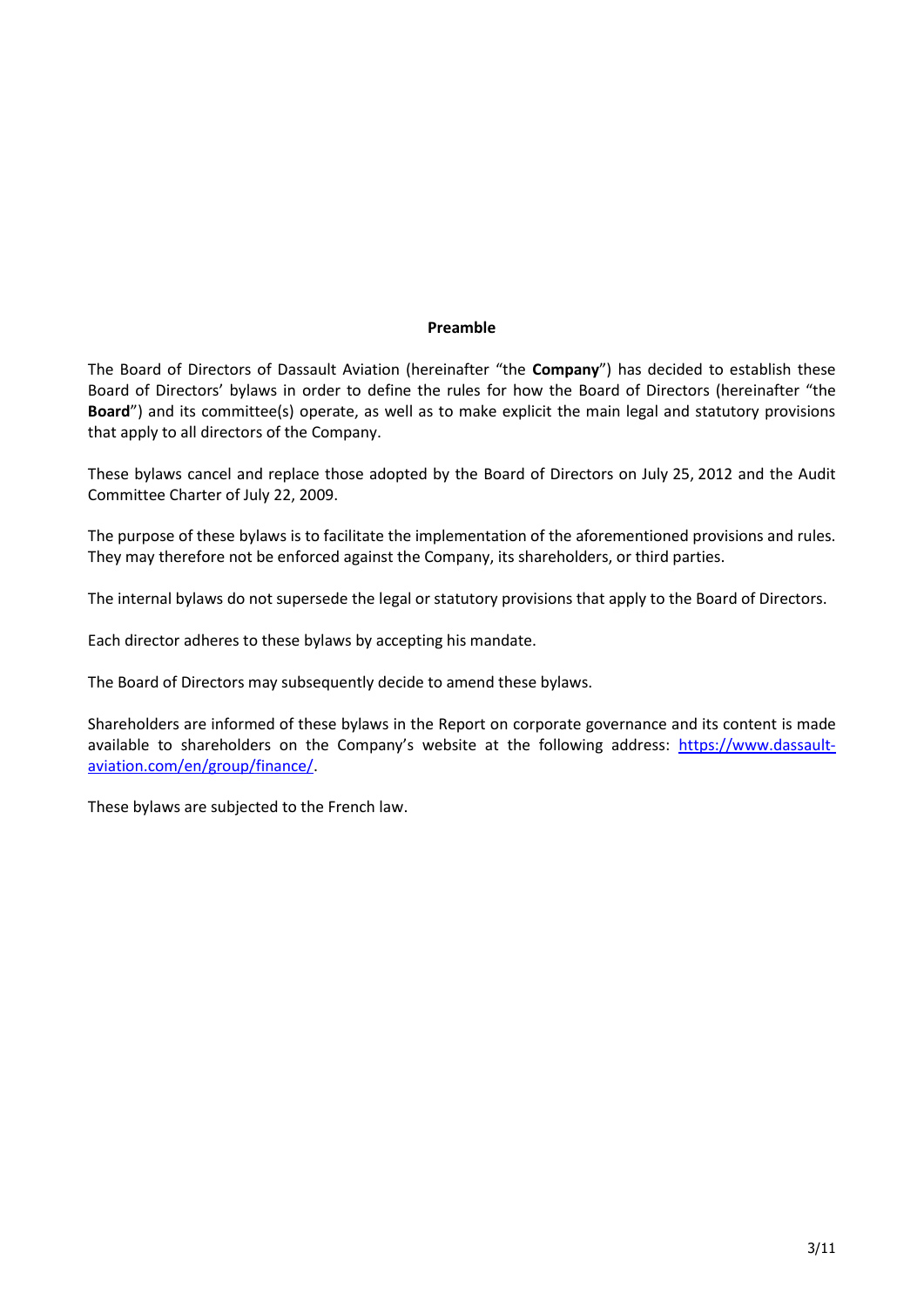## Preamble

The Board of Directors of Dassault Aviation (hereinafter "the **Company**") has decided to establish these Board of Directors' bylaws in order to define the rules for how the Board of Directors (hereinafter "the **Board**") and its committee(s) operate, as well as to make explicit the main legal and statutory provisions that apply to all directors of the Company.

These bylaws cancel and replace those adopted by the Board of Directors on July 25, 2012 and the Audit Committee Charter of July 22, 2009.

The purpose of these bylaws is to facilitate the implementation of the aforementioned provisions and rules. They may therefore not be enforced against the Company, its shareholders, or third parties.

The internal bylaws do not supersede the legal or statutory provisions that apply to the Board of Directors.

Each director adheres to these bylaws by accepting his mandate.

The Board of Directors may subsequently decide to amend these bylaws.

Shareholders are informed of these bylaws in the Report on corporate governance and its content is made available to shareholders on the Company's website at the following address: [https://www.dassault-aviation.com/en/group/finance/](https://www.dassault-aviation.com/en/group/finance/).

These bylaws are subjected to the French law.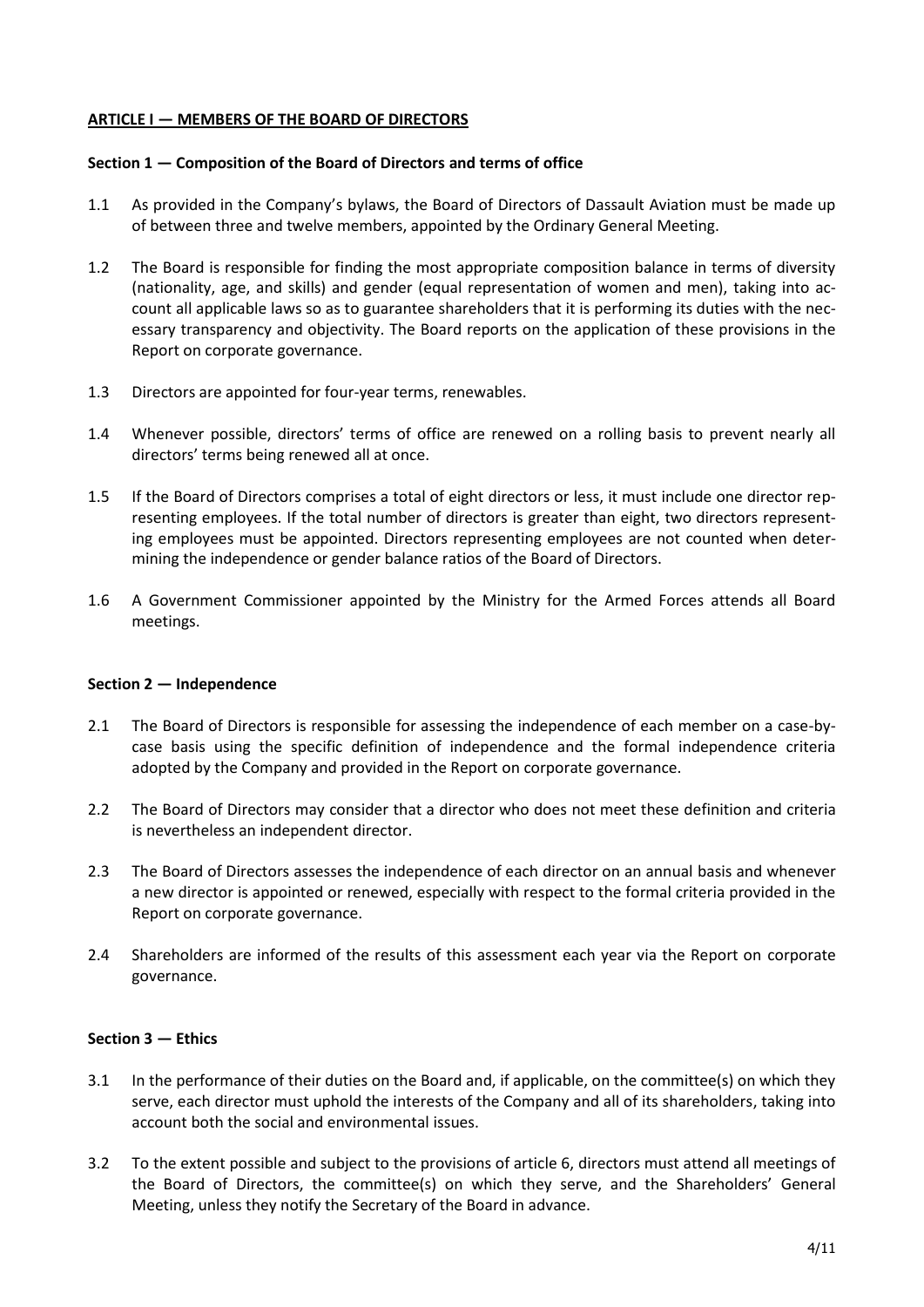## ARTICLE I — MEMBERS OF THE BOARD OF DIRECTORS

### Section 1 — Composition of the Board of Directors and terms of office

1.1 As provided in the Company's bylaws, the Board of Directors of Dassault Aviation must be made up of between three and twelve members, appointed by the Ordinary General Meeting.

1.2 The Board is responsible for finding the most appropriate composition balance in terms of diversity (nationality, age, and skills) and gender (equal representation of women and men), taking into account all applicable laws so as to guarantee shareholders that it is performing its duties with the necessary transparency and objectivity. The Board reports on the application of these provisions in the Report on corporate governance.

1.3 Directors are appointed for four-year terms, renewables.

1.4 Whenever possible, directors' terms of office are renewed on a rolling basis to prevent nearly all directors' terms being renewed all at once.

1.5 If the Board of Directors comprises a total of eight directors or less, it must include one director representing employees. If the total number of directors is greater than eight, two directors representing employees must be appointed. Directors representing employees are not counted when determining the independence or gender balance ratios of the Board of Directors.

1.6 A Government Commissioner appointed by the Ministry for the Armed Forces attends all Board meetings.

### Section 2 — Independence

2.1 The Board of Directors is responsible for assessing the independence of each member on a case-by-case basis using the specific definition of independence and the formal independence criteria adopted by the Company and provided in the Report on corporate governance.

2.2 The Board of Directors may consider that a director who does not meet these definition and criteria is nevertheless an independent director.

2.3 The Board of Directors assesses the independence of each director on an annual basis and whenever a new director is appointed or renewed, especially with respect to the formal criteria provided in the Report on corporate governance.

2.4 Shareholders are informed of the results of this assessment each year via the Report on corporate governance.

### Section 3 — Ethics

3.1 In the performance of their duties on the Board and, if applicable, on the committee(s) on which they serve, each director must uphold the interests of the Company and all of its shareholders, taking into account both the social and environmental issues.

3.2 To the extent possible and subject to the provisions of article 6, directors must attend all meetings of the Board of Directors, the committee(s) on which they serve, and the Shareholders' General Meeting, unless they notify the Secretary of the Board in advance.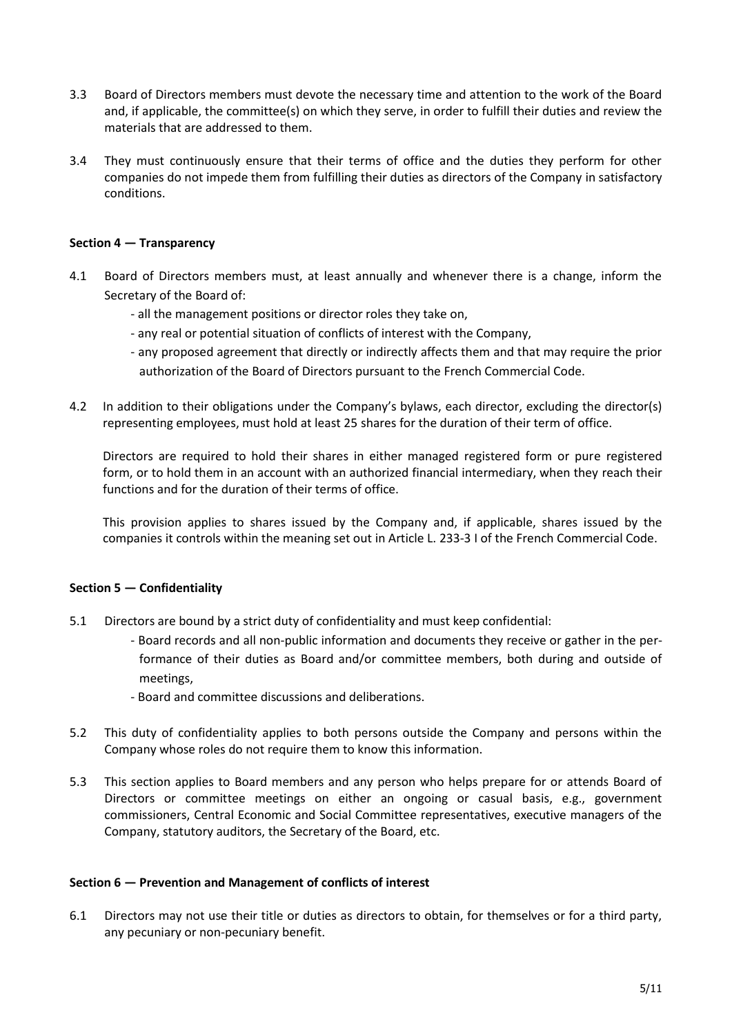3.3 Board of Directors members must devote the necessary time and attention to the work of the Board and, if applicable, the committee(s) on which they serve, in order to fulfill their duties and review the materials that are addressed to them.

3.4 They must continuously ensure that their terms of office and the duties they perform for other companies do not impede them from fulfilling their duties as directors of the Company in satisfactory conditions.

**Section 4 — Transparency**

4.1 Board of Directors members must, at least annually and whenever there is a change, inform the Secretary of the Board of:

- all the management positions or director roles they take on,
- any real or potential situation of conflicts of interest with the Company,
- any proposed agreement that directly or indirectly affects them and that may require the prior authorization of the Board of Directors pursuant to the French Commercial Code.

4.2 In addition to their obligations under the Company's bylaws, each director, excluding the director(s) representing employees, must hold at least 25 shares for the duration of their term of office.

Directors are required to hold their shares in either managed registered form or pure registered form, or to hold them in an account with an authorized financial intermediary, when they reach their functions and for the duration of their terms of office.

This provision applies to shares issued by the Company and, if applicable, shares issued by the companies it controls within the meaning set out in Article L. 233-3 I of the French Commercial Code.

**Section 5 — Confidentiality**

5.1 Directors are bound by a strict duty of confidentiality and must keep confidential:

- Board records and all non-public information and documents they receive or gather in the performance of their duties as Board and/or committee members, both during and outside of meetings,
- Board and committee discussions and deliberations.

5.2 This duty of confidentiality applies to both persons outside the Company and persons within the Company whose roles do not require them to know this information.

5.3 This section applies to Board members and any person who helps prepare for or attends Board of Directors or committee meetings on either an ongoing or casual basis, e.g., government commissioners, Central Economic and Social Committee representatives, executive managers of the Company, statutory auditors, the Secretary of the Board, etc.

**Section 6 — Prevention and Management of conflicts of interest**

6.1 Directors may not use their title or duties as directors to obtain, for themselves or for a third party, any pecuniary or non-pecuniary benefit.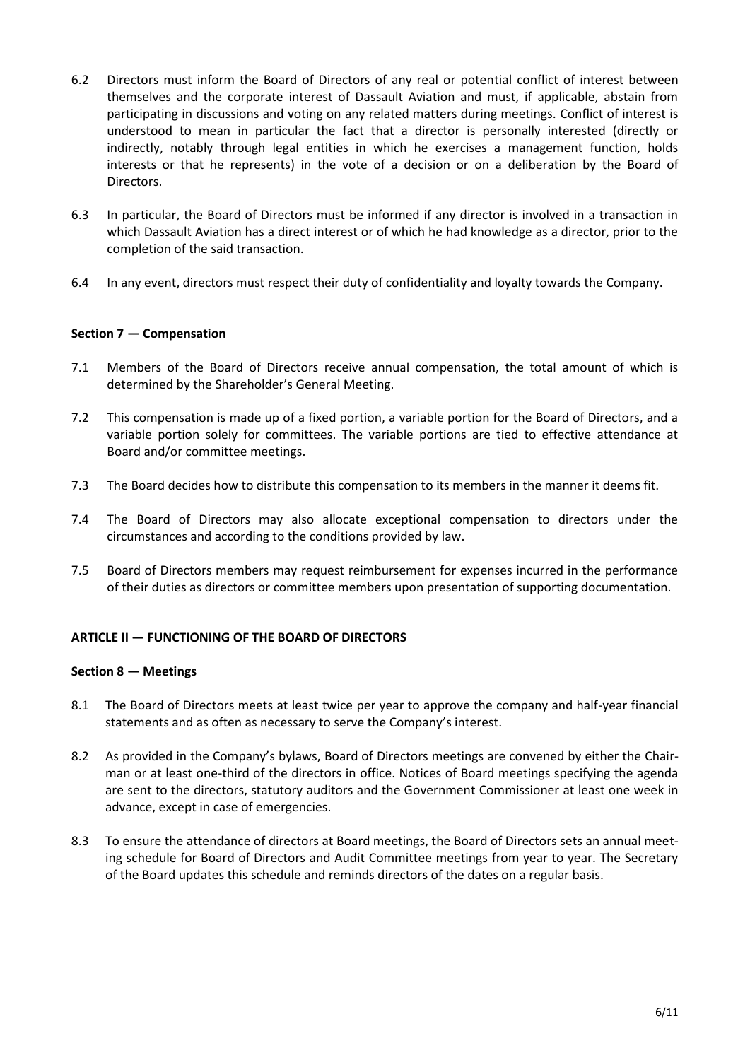6.2 Directors must inform the Board of Directors of any real or potential conflict of interest between themselves and the corporate interest of Dassault Aviation and must, if applicable, abstain from participating in discussions and voting on any related matters during meetings. Conflict of interest is understood to mean in particular the fact that a director is personally interested (directly or indirectly, notably through legal entities in which he exercises a management function, holds interests or that he represents) in the vote of a decision or on a deliberation by the Board of Directors.

6.3 In particular, the Board of Directors must be informed if any director is involved in a transaction in which Dassault Aviation has a direct interest or of which he had knowledge as a director, prior to the completion of the said transaction.

6.4 In any event, directors must respect their duty of confidentiality and loyalty towards the Company.

**Section 7 — Compensation**

7.1 Members of the Board of Directors receive annual compensation, the total amount of which is determined by the Shareholder's General Meeting.

7.2 This compensation is made up of a fixed portion, a variable portion for the Board of Directors, and a variable portion solely for committees. The variable portions are tied to effective attendance at Board and/or committee meetings.

7.3 The Board decides how to distribute this compensation to its members in the manner it deems fit.

7.4 The Board of Directors may also allocate exceptional compensation to directors under the circumstances and according to the conditions provided by law.

7.5 Board of Directors members may request reimbursement for expenses incurred in the performance of their duties as directors or committee members upon presentation of supporting documentation.

## ARTICLE II — FUNCTIONING OF THE BOARD OF DIRECTORS

**Section 8 — Meetings**

8.1 The Board of Directors meets at least twice per year to approve the company and half-year financial statements and as often as necessary to serve the Company's interest.

8.2 As provided in the Company's bylaws, Board of Directors meetings are convened by either the Chairman or at least one-third of the directors in office. Notices of Board meetings specifying the agenda are sent to the directors, statutory auditors and the Government Commissioner at least one week in advance, except in case of emergencies.

8.3 To ensure the attendance of directors at Board meetings, the Board of Directors sets an annual meeting schedule for Board of Directors and Audit Committee meetings from year to year. The Secretary of the Board updates this schedule and reminds directors of the dates on a regular basis.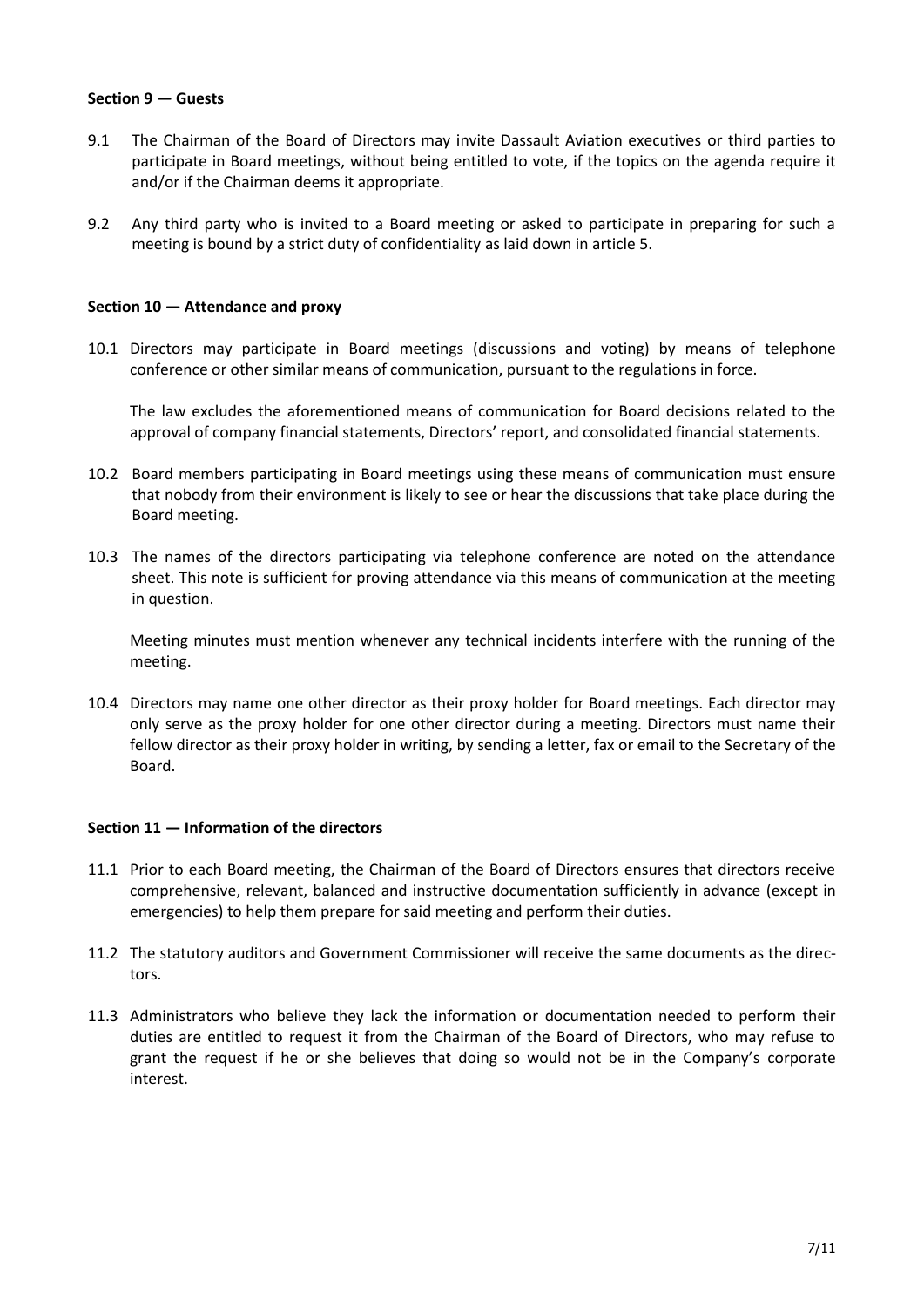**Section 9 — Guests**

9.1 The Chairman of the Board of Directors may invite Dassault Aviation executives or third parties to participate in Board meetings, without being entitled to vote, if the topics on the agenda require it and/or if the Chairman deems it appropriate.

9.2 Any third party who is invited to a Board meeting or asked to participate in preparing for such a meeting is bound by a strict duty of confidentiality as laid down in article 5.

**Section 10 — Attendance and proxy**

10.1 Directors may participate in Board meetings (discussions and voting) by means of telephone conference or other similar means of communication, pursuant to the regulations in force.

The law excludes the aforementioned means of communication for Board decisions related to the approval of company financial statements, Directors' report, and consolidated financial statements.

10.2 Board members participating in Board meetings using these means of communication must ensure that nobody from their environment is likely to see or hear the discussions that take place during the Board meeting.

10.3 The names of the directors participating via telephone conference are noted on the attendance sheet. This note is sufficient for proving attendance via this means of communication at the meeting in question.

Meeting minutes must mention whenever any technical incidents interfere with the running of the meeting.

10.4 Directors may name one other director as their proxy holder for Board meetings. Each director may only serve as the proxy holder for one other director during a meeting. Directors must name their fellow director as their proxy holder in writing, by sending a letter, fax or email to the Secretary of the Board.

**Section 11 — Information of the directors**

11.1 Prior to each Board meeting, the Chairman of the Board of Directors ensures that directors receive comprehensive, relevant, balanced and instructive documentation sufficiently in advance (except in emergencies) to help them prepare for said meeting and perform their duties.

11.2 The statutory auditors and Government Commissioner will receive the same documents as the directors.

11.3 Administrators who believe they lack the information or documentation needed to perform their duties are entitled to request it from the Chairman of the Board of Directors, who may refuse to grant the request if he or she believes that doing so would not be in the Company's corporate interest.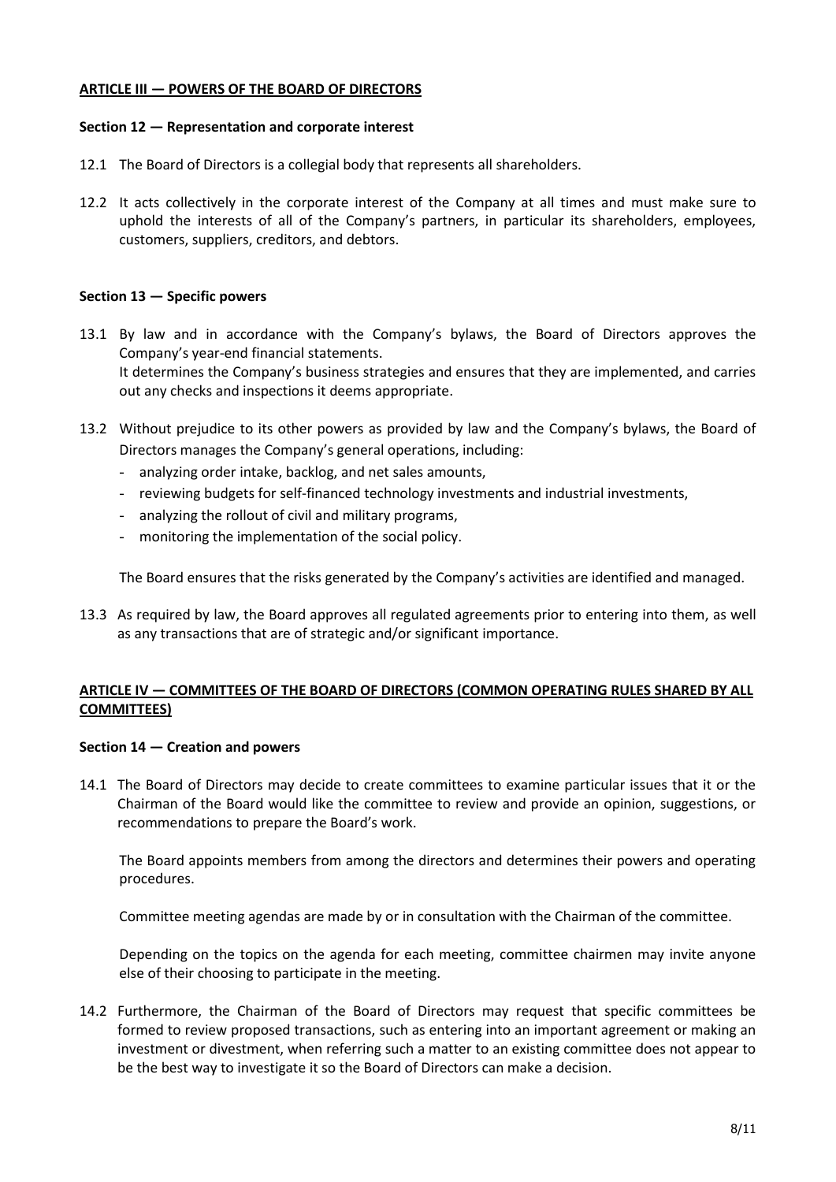## ARTICLE III — POWERS OF THE BOARD OF DIRECTORS

### Section 12 — Representation and corporate interest

12.1 The Board of Directors is a collegial body that represents all shareholders.

12.2 It acts collectively in the corporate interest of the Company at all times and must make sure to uphold the interests of all of the Company's partners, in particular its shareholders, employees, customers, suppliers, creditors, and debtors.

### Section 13 — Specific powers

13.1 By law and in accordance with the Company's bylaws, the Board of Directors approves the Company's year-end financial statements.
It determines the Company's business strategies and ensures that they are implemented, and carries out any checks and inspections it deems appropriate.

13.2 Without prejudice to its other powers as provided by law and the Company's bylaws, the Board of Directors manages the Company's general operations, including:

- analyzing order intake, backlog, and net sales amounts,
- reviewing budgets for self-financed technology investments and industrial investments,
- analyzing the rollout of civil and military programs,
- monitoring the implementation of the social policy.

The Board ensures that the risks generated by the Company's activities are identified and managed.

13.3 As required by law, the Board approves all regulated agreements prior to entering into them, as well as any transactions that are of strategic and/or significant importance.

## ARTICLE IV — COMMITTEES OF THE BOARD OF DIRECTORS (COMMON OPERATING RULES SHARED BY ALL COMMITTEES)

### Section 14 — Creation and powers

14.1 The Board of Directors may decide to create committees to examine particular issues that it or the Chairman of the Board would like the committee to review and provide an opinion, suggestions, or recommendations to prepare the Board's work.

The Board appoints members from among the directors and determines their powers and operating procedures.

Committee meeting agendas are made by or in consultation with the Chairman of the committee.

Depending on the topics on the agenda for each meeting, committee chairmen may invite anyone else of their choosing to participate in the meeting.

14.2 Furthermore, the Chairman of the Board of Directors may request that specific committees be formed to review proposed transactions, such as entering into an important agreement or making an investment or divestment, when referring such a matter to an existing committee does not appear to be the best way to investigate it so the Board of Directors can make a decision.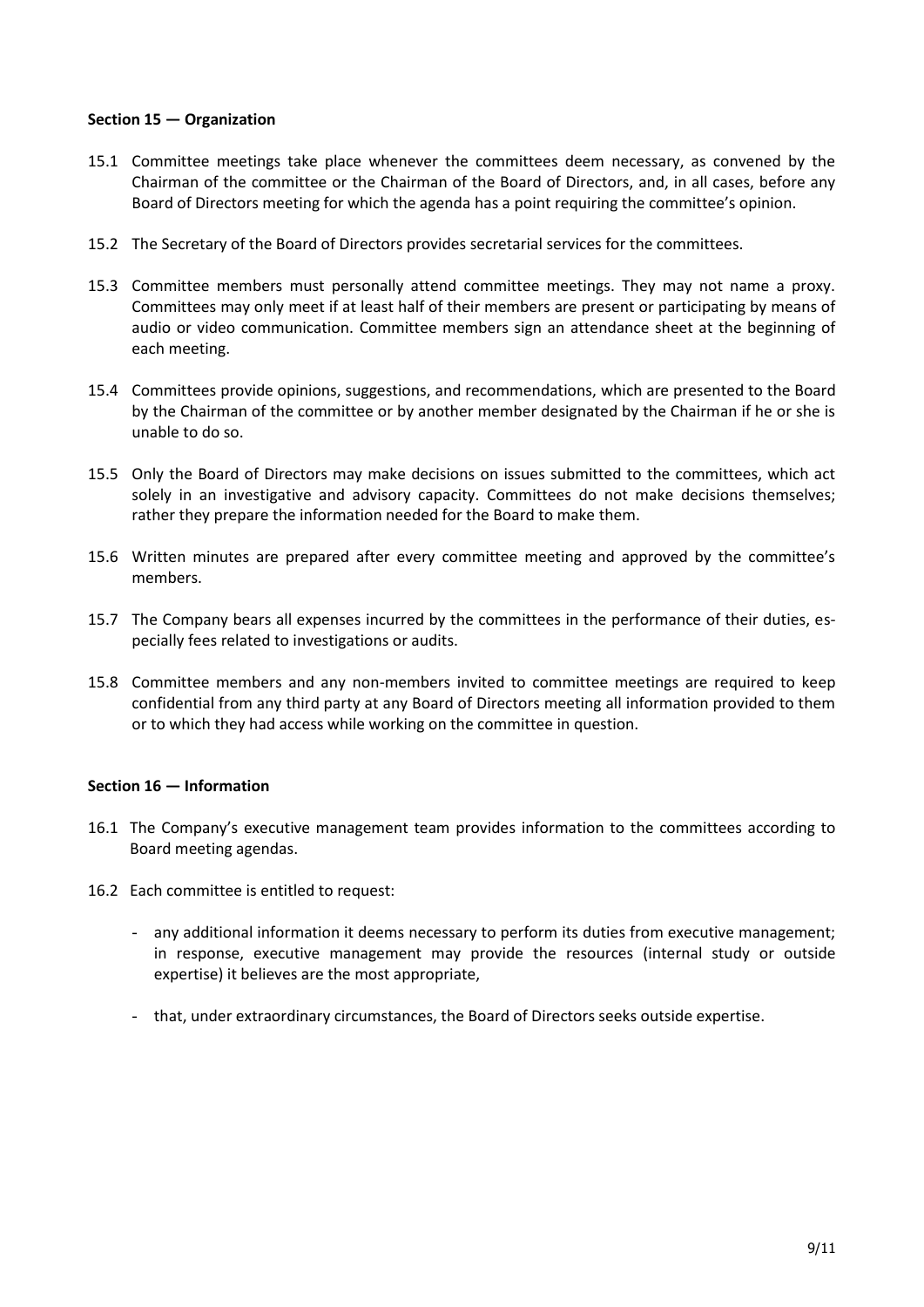**Section 15 — Organization**

15.1 Committee meetings take place whenever the committees deem necessary, as convened by the Chairman of the committee or the Chairman of the Board of Directors, and, in all cases, before any Board of Directors meeting for which the agenda has a point requiring the committee's opinion.

15.2 The Secretary of the Board of Directors provides secretarial services for the committees.

15.3 Committee members must personally attend committee meetings. They may not name a proxy. Committees may only meet if at least half of their members are present or participating by means of audio or video communication. Committee members sign an attendance sheet at the beginning of each meeting.

15.4 Committees provide opinions, suggestions, and recommendations, which are presented to the Board by the Chairman of the committee or by another member designated by the Chairman if he or she is unable to do so.

15.5 Only the Board of Directors may make decisions on issues submitted to the committees, which act solely in an investigative and advisory capacity. Committees do not make decisions themselves; rather they prepare the information needed for the Board to make them.

15.6 Written minutes are prepared after every committee meeting and approved by the committee's members.

15.7 The Company bears all expenses incurred by the committees in the performance of their duties, especially fees related to investigations or audits.

15.8 Committee members and any non-members invited to committee meetings are required to keep confidential from any third party at any Board of Directors meeting all information provided to them or to which they had access while working on the committee in question.

**Section 16 — Information**

16.1 The Company's executive management team provides information to the committees according to Board meeting agendas.

16.2 Each committee is entitled to request:

- any additional information it deems necessary to perform its duties from executive management; in response, executive management may provide the resources (internal study or outside expertise) it believes are the most appropriate,
- that, under extraordinary circumstances, the Board of Directors seeks outside expertise.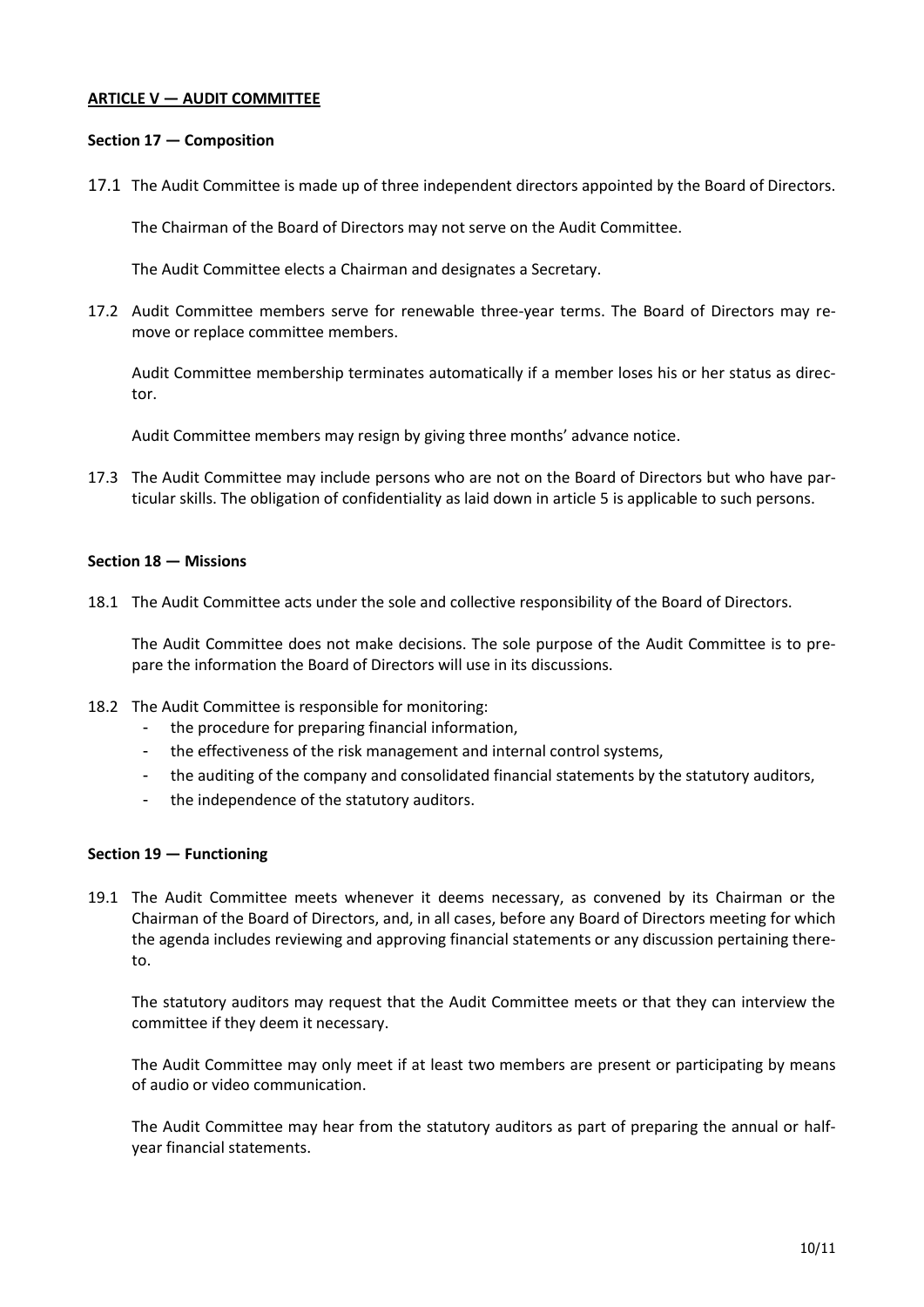## ARTICLE V — AUDIT COMMITTEE

### Section 17 — Composition

17.1 The Audit Committee is made up of three independent directors appointed by the Board of Directors.

The Chairman of the Board of Directors may not serve on the Audit Committee.

The Audit Committee elects a Chairman and designates a Secretary.

17.2 Audit Committee members serve for renewable three-year terms. The Board of Directors may remove or replace committee members.

Audit Committee membership terminates automatically if a member loses his or her status as director.

Audit Committee members may resign by giving three months' advance notice.

17.3 The Audit Committee may include persons who are not on the Board of Directors but who have particular skills. The obligation of confidentiality as laid down in article 5 is applicable to such persons.

### Section 18 — Missions

18.1 The Audit Committee acts under the sole and collective responsibility of the Board of Directors.

The Audit Committee does not make decisions. The sole purpose of the Audit Committee is to prepare the information the Board of Directors will use in its discussions.

18.2 The Audit Committee is responsible for monitoring:
- the procedure for preparing financial information,
- the effectiveness of the risk management and internal control systems,
- the auditing of the company and consolidated financial statements by the statutory auditors,
- the independence of the statutory auditors.

### Section 19 — Functioning

19.1 The Audit Committee meets whenever it deems necessary, as convened by its Chairman or the Chairman of the Board of Directors, and, in all cases, before any Board of Directors meeting for which the agenda includes reviewing and approving financial statements or any discussion pertaining thereto.

The statutory auditors may request that the Audit Committee meets or that they can interview the committee if they deem it necessary.

The Audit Committee may only meet if at least two members are present or participating by means of audio or video communication.

The Audit Committee may hear from the statutory auditors as part of preparing the annual or half-year financial statements.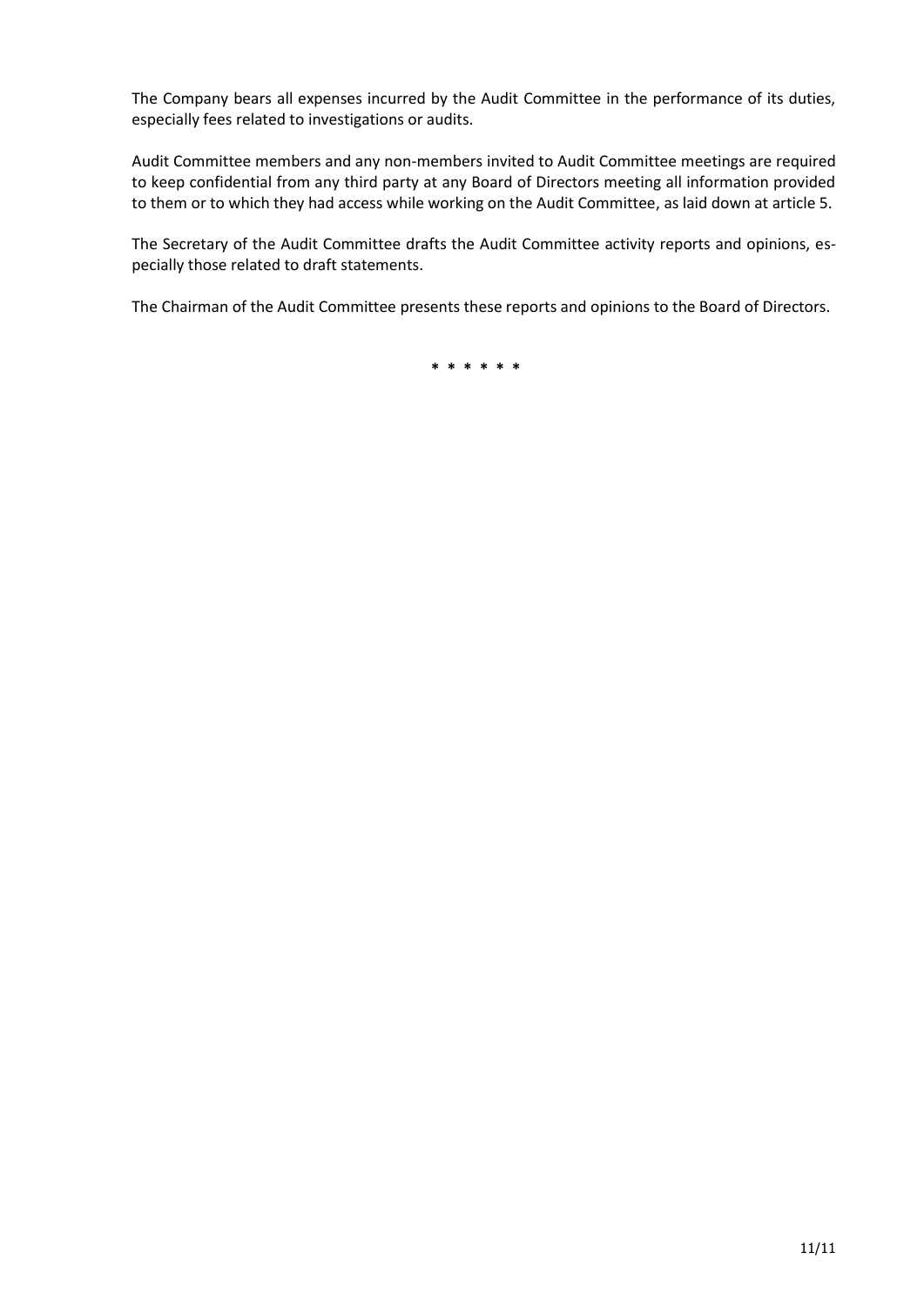The Company bears all expenses incurred by the Audit Committee in the performance of its duties, especially fees related to investigations or audits.

Audit Committee members and any non-members invited to Audit Committee meetings are required to keep confidential from any third party at any Board of Directors meeting all information provided to them or to which they had access while working on the Audit Committee, as laid down at article 5.

The Secretary of the Audit Committee drafts the Audit Committee activity reports and opinions, especially those related to draft statements.

The Chairman of the Audit Committee presents these reports and opinions to the Board of Directors.

* * * * * *